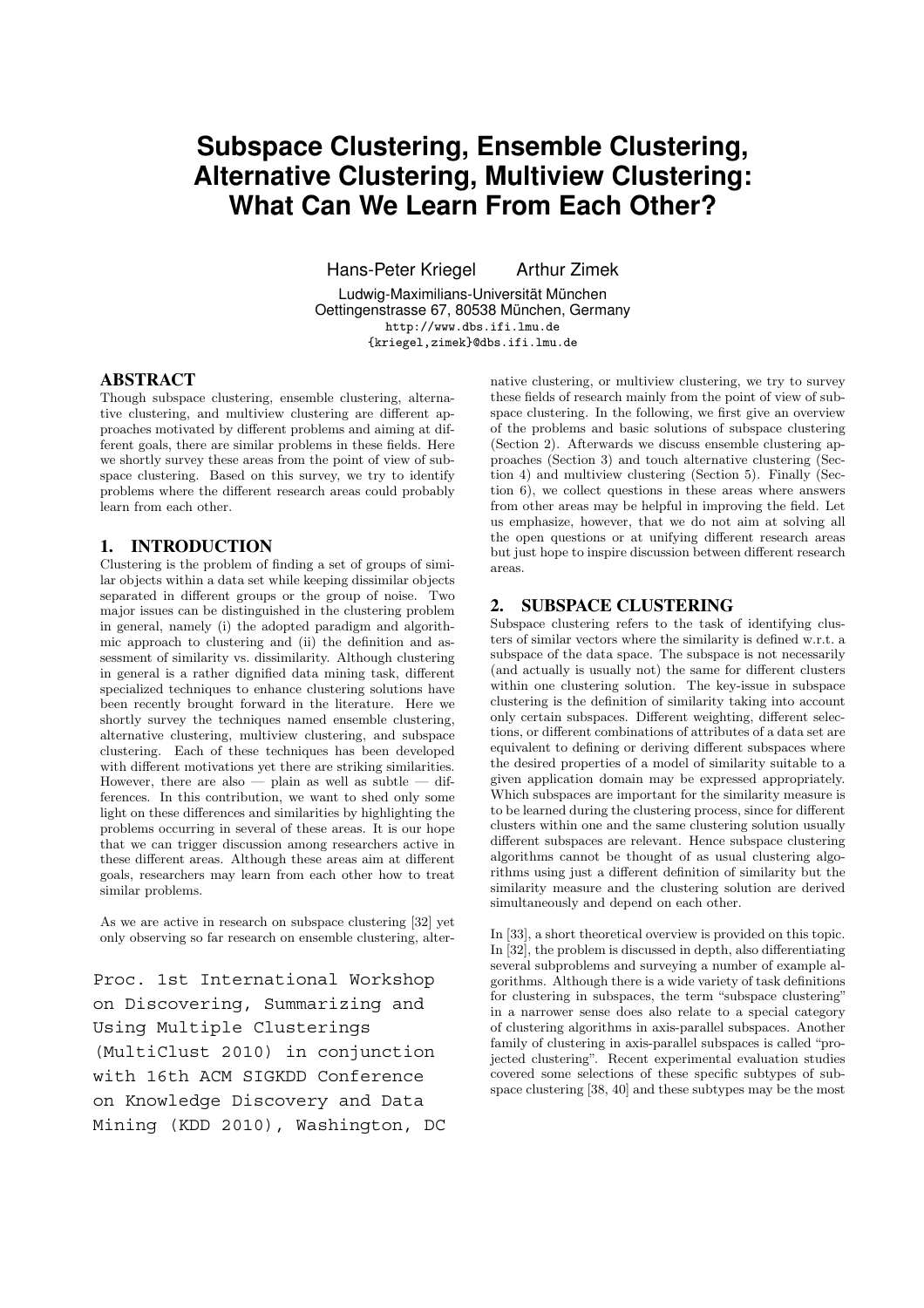# Subspace Clustering, Ensemble Clustering, Alternative Clustering, Multiview Clustering: What Can We Learn From Each Other?

Hans-Peter Kriegel  Arthur Zimek

Ludwig-Maximilians-Universität München
Oettingenstrasse 67, 80538 München, Germany
http://www.dbs.ifi.lmu.de
{kriegel,zimek}@dbs.ifi.lmu.de

## ABSTRACT

Though subspace clustering, ensemble clustering, alternative clustering, and multiview clustering are different approaches motivated by different problems and aiming at different goals, there are similar problems in these fields. Here we shortly survey these areas from the point of view of subspace clustering. Based on this survey, we try to identify problems where the different research areas could probably learn from each other.

## 1. INTRODUCTION

Clustering is the problem of finding a set of groups of similar objects within a data set while keeping dissimilar objects separated in different groups or the group of noise. Two major issues can be distinguished in the clustering problem in general, namely (i) the adopted paradigm and algorithmic approach to clustering and (ii) the definition and assessment of similarity vs. dissimilarity. Although clustering in general is a rather dignified data mining task, different specialized techniques to enhance clustering solutions have been recently brought forward in the literature. Here we shortly survey the techniques named ensemble clustering, alternative clustering, multiview clustering, and subspace clustering. Each of these techniques has been developed with different motivations yet there are striking similarities. However, there are also — plain as well as subtle — differences. In this contribution, we want to shed only some light on these differences and similarities by highlighting the problems occurring in several of these areas. It is our hope that we can trigger discussion among researchers active in these different areas. Although these areas aim at different goals, researchers may learn from each other how to treat similar problems.

As we are active in research on subspace clustering [32] yet only observing so far research on ensemble clustering, alternative clustering, or multiview clustering, we try to survey these fields of research mainly from the point of view of subspace clustering. In the following, we first give an overview of the problems and basic solutions of subspace clustering (Section 2). Afterwards we discuss ensemble clustering approaches (Section 3) and touch alternative clustering (Section 4) and multiview clustering (Section 5). Finally (Section 6), we collect questions in these areas where answers from other areas may be helpful in improving the field. Let us emphasize, however, that we do not aim at solving all the open questions or at unifying different research areas but just hope to inspire discussion between different research areas.

Proc. 1st International Workshop on Discovering, Summarizing and Using Multiple Clusterings (MultiClust 2010) in conjunction with 16th ACM SIGKDD Conference on Knowledge Discovery and Data Mining (KDD 2010), Washington, DC

## 2. SUBSPACE CLUSTERING

Subspace clustering refers to the task of identifying clusters of similar vectors where the similarity is defined w.r.t. a subspace of the data space. The subspace is not necessarily (and actually is usually not) the same for different clusters within one clustering solution. The key-issue in subspace clustering is the definition of similarity taking into account only certain subspaces. Different weighting, different selections, or different combinations of attributes of a data set are equivalent to defining or deriving different subspaces where the desired properties of a model of similarity suitable to a given application domain may be expressed appropriately. Which subspaces are important for the similarity measure is to be learned during the clustering process, since for different clusters within one and the same clustering solution usually different subspaces are relevant. Hence subspace clustering algorithms cannot be thought of as usual clustering algorithms using just a different definition of similarity but the similarity measure and the clustering solution are derived simultaneously and depend on each other.

In [33], a short theoretical overview is provided on this topic. In [32], the problem is discussed in depth, also differentiating several subproblems and surveying a number of example algorithms. Although there is a wide variety of task definitions for clustering in subspaces, the term "subspace clustering" in a narrower sense does also relate to a special category of clustering algorithms in axis-parallel subspaces. Another family of clustering in axis-parallel subspaces is called "projected clustering". Recent experimental evaluation studies covered some selections of these specific subtypes of subspace clustering [38, 40] and these subtypes may be the most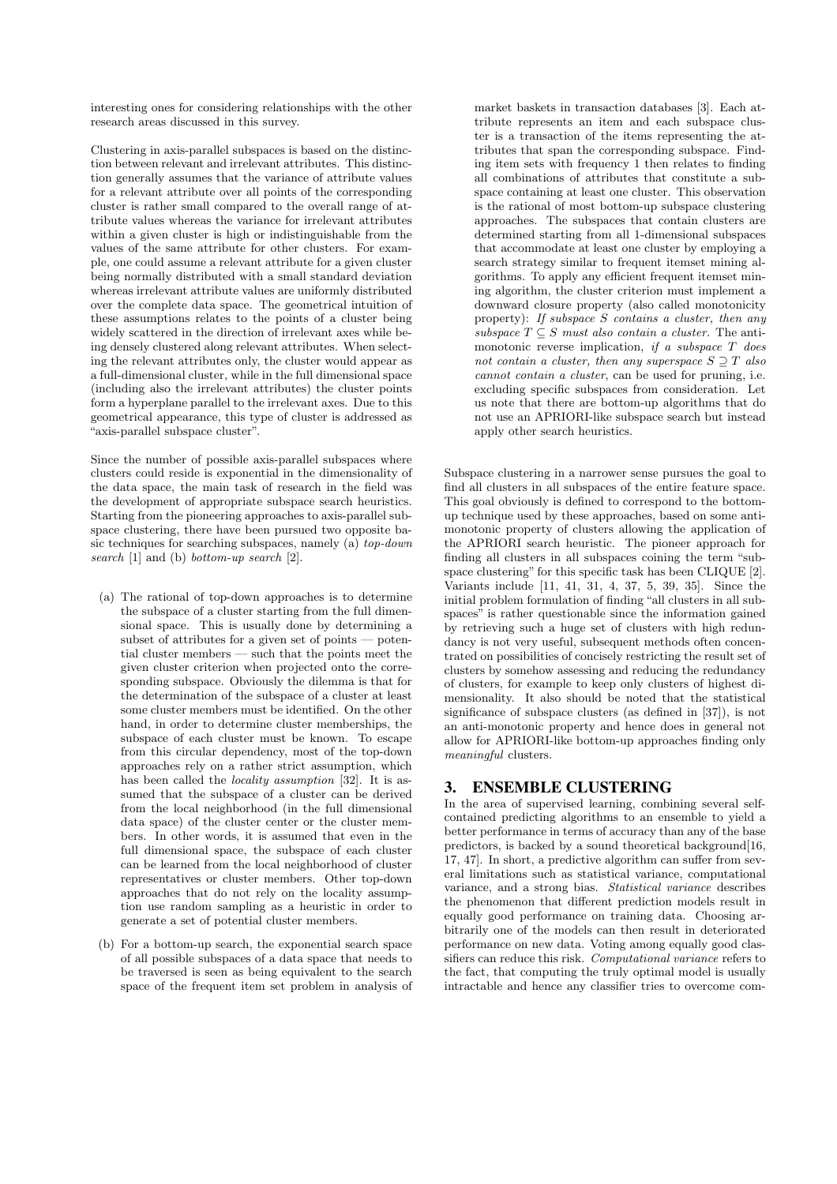interesting ones for considering relationships with the other research areas discussed in this survey.

Clustering in axis-parallel subspaces is based on the distinction between relevant and irrelevant attributes. This distinction generally assumes that the variance of attribute values for a relevant attribute over all points of the corresponding cluster is rather small compared to the overall range of attribute values whereas the variance for irrelevant attributes within a given cluster is high or indistinguishable from the values of the same attribute for other clusters. For example, one could assume a relevant attribute for a given cluster being normally distributed with a small standard deviation whereas irrelevant attribute values are uniformly distributed over the complete data space. The geometrical intuition of these assumptions relates to the points of a cluster being widely scattered in the direction of irrelevant axes while being densely clustered along relevant attributes. When selecting the relevant attributes only, the cluster would appear as a full-dimensional cluster, while in the full dimensional space (including also the irrelevant attributes) the cluster points form a hyperplane parallel to the irrelevant axes. Due to this geometrical appearance, this type of cluster is addressed as "axis-parallel subspace cluster".

Since the number of possible axis-parallel subspaces where clusters could reside is exponential in the dimensionality of the data space, the main task of research in the field was the development of appropriate subspace search heuristics. Starting from the pioneering approaches to axis-parallel subspace clustering, there have been pursued two opposite basic techniques for searching subspaces, namely (a) *top-down search* [1] and (b) *bottom-up search* [2].

(a) The rational of top-down approaches is to determine the subspace of a cluster starting from the full dimensional space. This is usually done by determining a subset of attributes for a given set of points — potential cluster members — such that the points meet the given cluster criterion when projected onto the corresponding subspace. Obviously the dilemma is that for the determination of the subspace of a cluster at least some cluster members must be identified. On the other hand, in order to determine cluster memberships, the subspace of each cluster must be known. To escape from this circular dependency, most of the top-down approaches rely on a rather strict assumption, which has been called the *locality assumption* [32]. It is assumed that the subspace of a cluster can be derived from the local neighborhood (in the full dimensional data space) of the cluster center or the cluster members. In other words, it is assumed that even in the full dimensional space, the subspace of each cluster can be learned from the local neighborhood of cluster representatives or cluster members. Other top-down approaches that do not rely on the locality assumption use random sampling as a heuristic in order to generate a set of potential cluster members.

(b) For a bottom-up search, the exponential search space of all possible subspaces of a data space that needs to be traversed is seen as being equivalent to the search space of the frequent item set problem in analysis of market baskets in transaction databases [3]. Each attribute represents an item and each subspace cluster is a transaction of the items representing the attributes that span the corresponding subspace. Finding item sets with frequency 1 then relates to finding all combinations of attributes that constitute a subspace containing at least one cluster. This observation is the rational of most bottom-up subspace clustering approaches. The subspaces that contain clusters are determined starting from all 1-dimensional subspaces that accommodate at least one cluster by employing a search strategy similar to frequent itemset mining algorithms. To apply any efficient frequent itemset mining algorithm, the cluster criterion must implement a downward closure property (also called monotonicity property): *If subspace $S$ contains a cluster, then any subspace $T \subseteq S$ must also contain a cluster.* The anti-monotonic reverse implication, *if a subspace $T$ does not contain a cluster, then any superspace $S \supseteq T$ also cannot contain a cluster*, can be used for pruning, i.e. excluding specific subspaces from consideration. Let us note that there are bottom-up algorithms that do not use an APRIORI-like subspace search but instead apply other search heuristics.

Subspace clustering in a narrower sense pursues the goal to find all clusters in all subspaces of the entire feature space. This goal obviously is defined to correspond to the bottom-up technique used by these approaches, based on some anti-monotonic property of clusters allowing the application of the APRIORI search heuristic. The pioneer approach for finding all clusters in all subspaces coining the term "subspace clustering" for this specific task has been CLIQUE [2]. Variants include [11, 41, 31, 4, 37, 5, 39, 35]. Since the initial problem formulation of finding "all clusters in all subspaces" is rather questionable since the information gained by retrieving such a huge set of clusters with high redundancy is not very useful, subsequent methods often concentrated on possibilities of concisely restricting the result set of clusters by somehow assessing and reducing the redundancy of clusters, for example to keep only clusters of highest dimensionality. It also should be noted that the statistical significance of subspace clusters (as defined in [37]), is not an anti-monotonic property and hence does in general not allow for APRIORI-like bottom-up approaches finding only *meaningful* clusters.

## 3. ENSEMBLE CLUSTERING

In the area of supervised learning, combining several self-contained predicting algorithms to an ensemble to yield a better performance in terms of accuracy than any of the base predictors, is backed by a sound theoretical background[16, 17, 47]. In short, a predictive algorithm can suffer from several limitations such as statistical variance, computational variance, and a strong bias. *Statistical variance* describes the phenomenon that different prediction models result in equally good performance on training data. Choosing arbitrarily one of the models can then result in deteriorated performance on new data. Voting among equally good classifiers can reduce this risk. *Computational variance* refers to the fact, that computing the truly optimal model is usually intractable and hence any classifier tries to overcome com-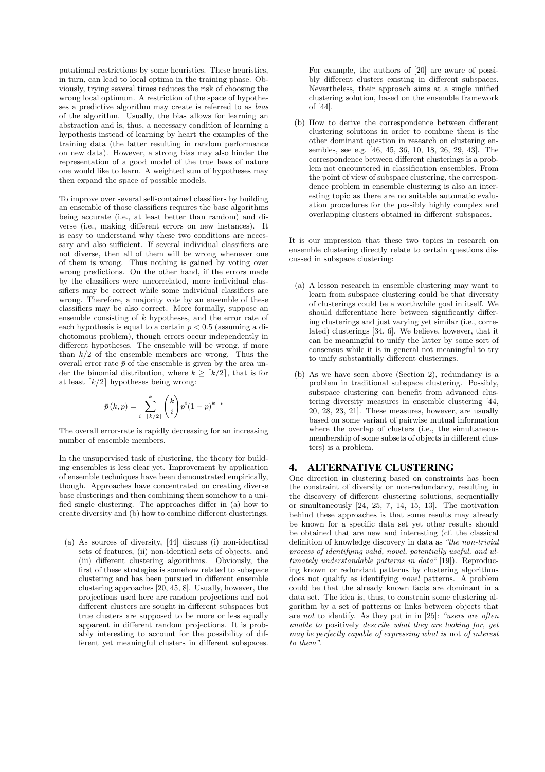putational restrictions by some heuristics. These heuristics, in turn, can lead to local optima in the training phase. Obviously, trying several times reduces the risk of choosing the wrong local optimum. A restriction of the space of hypotheses a predictive algorithm may create is referred to as *bias* of the algorithm. Usually, the bias allows for learning an abstraction and is, thus, a necessary condition of learning a hypothesis instead of learning by heart the examples of the training data (the latter resulting in random performance on new data). However, a strong bias may also hinder the representation of a good model of the true laws of nature one would like to learn. A weighted sum of hypotheses may then expand the space of possible models.

To improve over several self-contained classifiers by building an ensemble of those classifiers requires the base algorithms being accurate (i.e., at least better than random) and diverse (i.e., making different errors on new instances). It is easy to understand why these two conditions are necessary and also sufficient. If several individual classifiers are not diverse, then all of them will be wrong whenever one of them is wrong. Thus nothing is gained by voting over wrong predictions. On the other hand, if the errors made by the classifiers were uncorrelated, more individual classifiers may be correct while some individual classifiers are wrong. Therefore, a majority vote by an ensemble of these classifiers may be also correct. More formally, suppose an ensemble consisting of $k$ hypotheses, and the error rate of each hypothesis is equal to a certain $p < 0.5$ (assuming a dichotomous problem), though errors occur independently in different hypotheses. The ensemble will be wrong, if more than $k/2$ of the ensemble members are wrong. Thus the overall error rate $\bar{p}$ of the ensemble is given by the area under the binomial distribution, where $k \geq \lceil k/2 \rceil$, that is for at least $\lceil k/2 \rceil$ hypotheses being wrong:

$$\bar{p}\left(k,p\right) = \sum_{i=\lceil k/2 \rceil}^{k} \binom{k}{i} p^{i}(1-p)^{k-i}$$

The overall error-rate is rapidly decreasing for an increasing number of ensemble members.

In the unsupervised task of clustering, the theory for building ensembles is less clear yet. Improvement by application of ensemble techniques have been demonstrated empirically, though. Approaches have concentrated on creating diverse base clusterings and then combining them somehow to a unified single clustering. The approaches differ in (a) how to create diversity and (b) how to combine different clusterings.

(a) As sources of diversity, [44] discuss (i) non-identical sets of features, (ii) non-identical sets of objects, and (iii) different clustering algorithms. Obviously, the first of these strategies is somehow related to subspace clustering and has been pursued in different ensemble clustering approaches [20, 45, 8]. Usually, however, the projections used here are random projections and not different clusters are sought in different subspaces but true clusters are supposed to be more or less equally apparent in different random projections. It is probably interesting to account for the possibility of different yet meaningful clusters in different subspaces. For example, the authors of [20] are aware of possibly different clusters existing in different subspaces. Nevertheless, their approach aims at a single unified clustering solution, based on the ensemble framework of [44].

(b) How to derive the correspondence between different clustering solutions in order to combine them is the other dominant question in research on clustering ensembles, see e.g. [46, 45, 36, 10, 18, 26, 29, 43]. The correspondence between different clusterings is a problem not encountered in classification ensembles. From the point of view of subspace clustering, the correspondence problem in ensemble clustering is also an interesting topic as there are no suitable automatic evaluation procedures for the possibly highly complex and overlapping clusters obtained in different subspaces.

It is our impression that these two topics in research on ensemble clustering directly relate to certain questions discussed in subspace clustering:

(a) A lesson research in ensemble clustering may want to learn from subspace clustering could be that diversity of clusterings could be a worthwhile goal in itself. We should differentiate here between significantly differing clusterings and just varying yet similar (i.e., correlated) clusterings [34, 6]. We believe, however, that it can be meaningful to unify the latter by some sort of consensus while it is in general not meaningful to try to unify substantially different clusterings.

(b) As we have seen above (Section 2), redundancy is a problem in traditional subspace clustering. Possibly, subspace clustering can benefit from advanced clustering diversity measures in ensemble clustering [44, 20, 28, 23, 21]. These measures, however, are usually based on some variant of pairwise mutual information where the overlap of clusters (i.e., the simultaneous membership of some subsets of objects in different clusters) is a problem.

# 4. ALTERNATIVE CLUSTERING

One direction in clustering based on constraints has been the constraint of diversity or non-redundancy, resulting in the discovery of different clustering solutions, sequentially or simultaneously [24, 25, 7, 14, 15, 13]. The motivation behind these approaches is that some results may already be known for a specific data set yet other results should be obtained that are new and interesting (cf. the classical definition of knowledge discovery in data as *"the non-trivial process of identifying valid, novel, potentially useful, and ultimately understandable patterns in data"* [19]). Reproducing known or redundant patterns by clustering algorithms does not qualify as identifying *novel* patterns. A problem could be that the already known facts are dominant in a data set. The idea is, thus, to constrain some clustering algorithm by a set of patterns or links between objects that are *not* to identify. As they put in in [25]: *"users are often unable to* positively *describe what they are looking for, yet may be perfectly capable of expressing what is* not *of interest to them"*.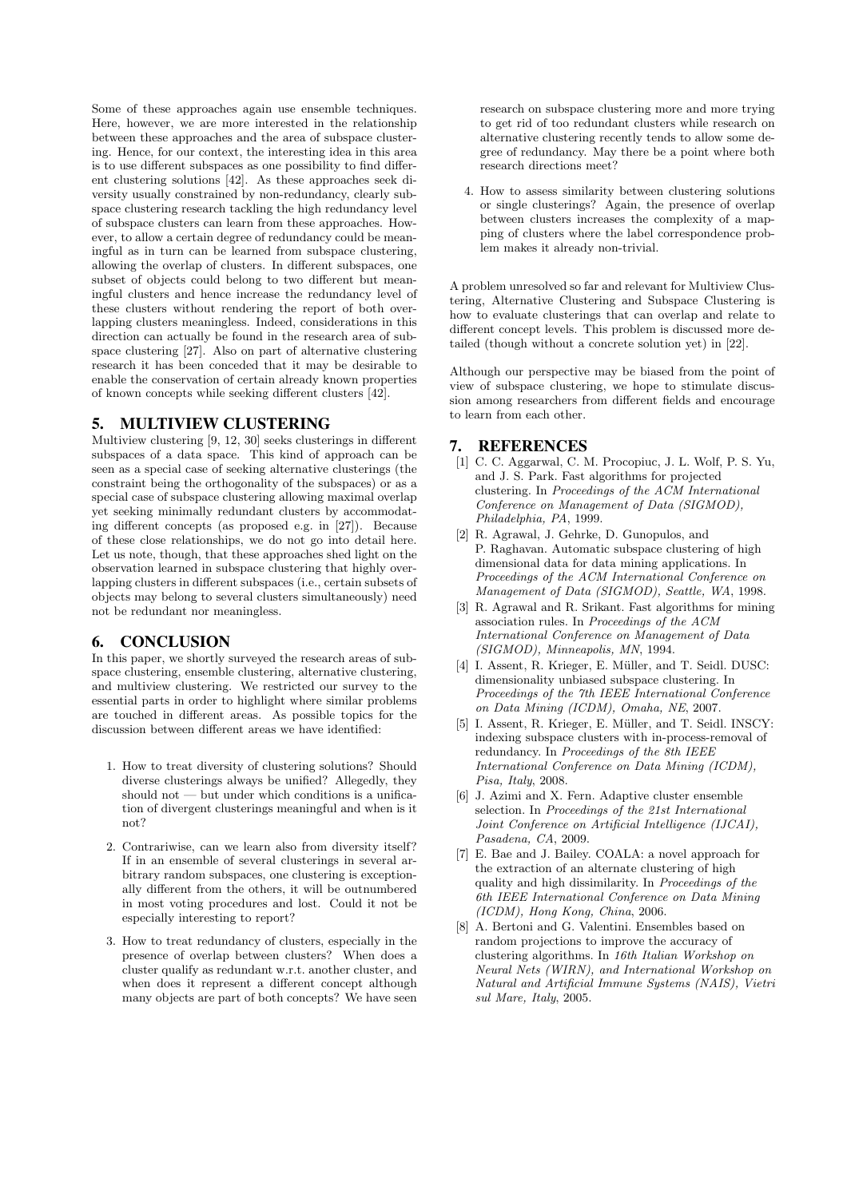Some of these approaches again use ensemble techniques. Here, however, we are more interested in the relationship between these approaches and the area of subspace clustering. Hence, for our context, the interesting idea in this area is to use different subspaces as one possibility to find different clustering solutions [42]. As these approaches seek diversity usually constrained by non-redundancy, clearly subspace clustering research tackling the high redundancy level of subspace clusters can learn from these approaches. However, to allow a certain degree of redundancy could be meaningful as in turn can be learned from subspace clustering, allowing the overlap of clusters. In different subspaces, one subset of objects could belong to two different but meaningful clusters and hence increase the redundancy level of these clusters without rendering the report of both overlapping clusters meaningless. Indeed, considerations in this direction can actually be found in the research area of subspace clustering [27]. Also on part of alternative clustering research it has been conceded that it may be desirable to enable the conservation of certain already known properties of known concepts while seeking different clusters [42].

## 5. MULTIVIEW CLUSTERING

Multiview clustering [9, 12, 30] seeks clusterings in different subspaces of a data space. This kind of approach can be seen as a special case of seeking alternative clusterings (the constraint being the orthogonality of the subspaces) or as a special case of subspace clustering allowing maximal overlap yet seeking minimally redundant clusters by accommodating different concepts (as proposed e.g. in [27]). Because of these close relationships, we do not go into detail here. Let us note, though, that these approaches shed light on the observation learned in subspace clustering that highly overlapping clusters in different subspaces (i.e., certain subsets of objects may belong to several clusters simultaneously) need not be redundant nor meaningless.

## 6. CONCLUSION

In this paper, we shortly surveyed the research areas of subspace clustering, ensemble clustering, alternative clustering, and multiview clustering. We restricted our survey to the essential parts in order to highlight where similar problems are touched in different areas. As possible topics for the discussion between different areas we have identified:

1. How to treat diversity of clustering solutions? Should diverse clusterings always be unified? Allegedly, they should not — but under which conditions is a unification of divergent clusterings meaningful and when is it not?
2. Contrariwise, can we learn also from diversity itself? If in an ensemble of several clusterings in several arbitrary random subspaces, one clustering is exceptionally different from the others, it will be outnumbered in most voting procedures and lost. Could it not be especially interesting to report?
3. How to treat redundancy of clusters, especially in the presence of overlap between clusters? When does a cluster qualify as redundant w.r.t. another cluster, and when does it represent a different concept although many objects are part of both concepts? We have seen research on subspace clustering more and more trying to get rid of too redundant clusters while research on alternative clustering recently tends to allow some degree of redundancy. May there be a point where both research directions meet?
4. How to assess similarity between clustering solutions or single clusterings? Again, the presence of overlap between clusters increases the complexity of a mapping of clusters where the label correspondence problem makes it already non-trivial.

A problem unresolved so far and relevant for Multiview Clustering, Alternative Clustering and Subspace Clustering is how to evaluate clusterings that can overlap and relate to different concept levels. This problem is discussed more detailed (though without a concrete solution yet) in [22].

Although our perspective may be biased from the point of view of subspace clustering, we hope to stimulate discussion among researchers from different fields and encourage to learn from each other.

## 7. REFERENCES

[1] C. C. Aggarwal, C. M. Procopiuc, J. L. Wolf, P. S. Yu, and J. S. Park. Fast algorithms for projected clustering. In *Proceedings of the ACM International Conference on Management of Data (SIGMOD), Philadelphia, PA*, 1999.

[2] R. Agrawal, J. Gehrke, D. Gunopulos, and P. Raghavan. Automatic subspace clustering of high dimensional data for data mining applications. In *Proceedings of the ACM International Conference on Management of Data (SIGMOD), Seattle, WA*, 1998.

[3] R. Agrawal and R. Srikant. Fast algorithms for mining association rules. In *Proceedings of the ACM International Conference on Management of Data (SIGMOD), Minneapolis, MN*, 1994.

[4] I. Assent, R. Krieger, E. Müller, and T. Seidl. DUSC: dimensionality unbiased subspace clustering. In *Proceedings of the 7th IEEE International Conference on Data Mining (ICDM), Omaha, NE*, 2007.

[5] I. Assent, R. Krieger, E. Müller, and T. Seidl. INSCY: indexing subspace clusters with in-process-removal of redundancy. In *Proceedings of the 8th IEEE International Conference on Data Mining (ICDM), Pisa, Italy*, 2008.

[6] J. Azimi and X. Fern. Adaptive cluster ensemble selection. In *Proceedings of the 21st International Joint Conference on Artificial Intelligence (IJCAI), Pasadena, CA*, 2009.

[7] E. Bae and J. Bailey. COALA: a novel approach for the extraction of an alternate clustering of high quality and high dissimilarity. In *Proceedings of the 6th IEEE International Conference on Data Mining (ICDM), Hong Kong, China*, 2006.

[8] A. Bertoni and G. Valentini. Ensembles based on random projections to improve the accuracy of clustering algorithms. In *16th Italian Workshop on Neural Nets (WIRN), and International Workshop on Natural and Artificial Immune Systems (NAIS), Vietri sul Mare, Italy*, 2005.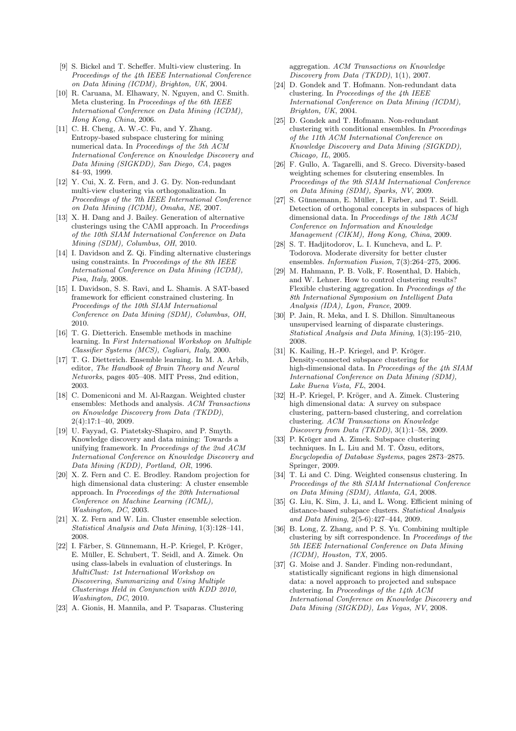[9] S. Bickel and T. Scheffer. Multi-view clustering. In *Proceedings of the 4th IEEE International Conference on Data Mining (ICDM), Brighton, UK*, 2004.

[10] R. Caruana, M. Elhawary, N. Nguyen, and C. Smith. Meta clustering. In *Proceedings of the 6th IEEE International Conference on Data Mining (ICDM), Hong Kong, China*, 2006.

[11] C. H. Cheng, A. W.-C. Fu, and Y. Zhang. Entropy-based subspace clustering for mining numerical data. In *Proceedings of the 5th ACM International Conference on Knowledge Discovery and Data Mining (SIGKDD), San Diego, CA*, pages 84–93, 1999.

[12] Y. Cui, X. Z. Fern, and J. G. Dy. Non-redundant multi-view clustering via orthogonalization. In *Proceedings of the 7th IEEE International Conference on Data Mining (ICDM), Omaha, NE*, 2007.

[13] X. H. Dang and J. Bailey. Generation of alternative clusterings using the CAMI approach. In *Proceedings of the 10th SIAM International Conference on Data Mining (SDM), Columbus, OH*, 2010.

[14] I. Davidson and Z. Qi. Finding alternative clusterings using constraints. In *Proceedings of the 8th IEEE International Conference on Data Mining (ICDM), Pisa, Italy*, 2008.

[15] I. Davidson, S. S. Ravi, and L. Shamis. A SAT-based framework for efficient constrained clustering. In *Proceedings of the 10th SIAM International Conference on Data Mining (SDM), Columbus, OH*, 2010.

[16] T. G. Dietterich. Ensemble methods in machine learning. In *First International Workshop on Multiple Classifier Systems (MCS), Cagliari, Italy*, 2000.

[17] T. G. Dietterich. Ensemble learning. In M. A. Arbib, editor, *The Handbook of Brain Theory and Neural Networks*, pages 405–408. MIT Press, 2nd edition, 2003.

[18] C. Domeniconi and M. Al-Razgan. Weighted cluster ensembles: Methods and analysis. *ACM Transactions on Knowledge Discovery from Data (TKDD)*, 2(4):17:1–40, 2009.

[19] U. Fayyad, G. Piatetsky-Shapiro, and P. Smyth. Knowledge discovery and data mining: Towards a unifying framework. In *Proceedings of the 2nd ACM International Conference on Knowledge Discovery and Data Mining (KDD), Portland, OR*, 1996.

[20] X. Z. Fern and C. E. Brodley. Random projection for high dimensional data clustering: A cluster ensemble approach. In *Proceedings of the 20th International Conference on Machine Learning (ICML), Washington, DC*, 2003.

[21] X. Z. Fern and W. Lin. Cluster ensemble selection. *Statistical Analysis and Data Mining*, 1(3):128–141, 2008.

[22] I. Färber, S. Günnemann, H.-P. Kriegel, P. Kröger, E. Müller, E. Schubert, T. Seidl, and A. Zimek. On using class-labels in evaluation of clusterings. In *MultiClust: 1st International Workshop on Discovering, Summarizing and Using Multiple Clusterings Held in Conjunction with KDD 2010, Washington, DC*, 2010.

[23] A. Gionis, H. Mannila, and P. Tsaparas. Clustering aggregation. *ACM Transactions on Knowledge Discovery from Data (TKDD)*, 1(1), 2007.

[24] D. Gondek and T. Hofmann. Non-redundant data clustering. In *Proceedings of the 4th IEEE International Conference on Data Mining (ICDM), Brighton, UK*, 2004.

[25] D. Gondek and T. Hofmann. Non-redundant clustering with conditional ensembles. In *Proceedings of the 11th ACM International Conference on Knowledge Discovery and Data Mining (SIGKDD), Chicago, IL*, 2005.

[26] F. Gullo, A. Tagarelli, and S. Greco. Diversity-based weighting schemes for clsutering ensembles. In *Proceedings of the 9th SIAM International Conference on Data Mining (SDM), Sparks, NV*, 2009.

[27] S. Günnemann, E. Müller, I. Färber, and T. Seidl. Detection of orthogonal concepts in subspaces of high dimensional data. In *Proceedings of the 18th ACM Conference on Information and Knowledge Management (CIKM), Hong Kong, China*, 2009.

[28] S. T. Hadjitodorov, L. I. Kuncheva, and L. P. Todorova. Moderate diversity for better cluster ensembles. *Information Fusion*, 7(3):264–275, 2006.

[29] M. Hahmann, P. B. Volk, F. Rosenthal, D. Habich, and W. Lehner. How to control clustering results? Flexible clustering aggregation. In *Proceedings of the 8th International Symposium on Intelligent Data Analysis (IDA), Lyon, France*, 2009.

[30] P. Jain, R. Meka, and I. S. Dhillon. Simultaneous unsupervised learning of disparate clusterings. *Statistical Analysis and Data Mining*, 1(3):195–210, 2008.

[31] K. Kailing, H.-P. Kriegel, and P. Kröger. Density-connected subspace clustering for high-dimensional data. In *Proceedings of the 4th SIAM International Conference on Data Mining (SDM), Lake Buena Vista, FL*, 2004.

[32] H.-P. Kriegel, P. Kröger, and A. Zimek. Clustering high dimensional data: A survey on subspace clustering, pattern-based clustering, and correlation clustering. *ACM Transactions on Knowledge Discovery from Data (TKDD)*, 3(1):1–58, 2009.

[33] P. Kröger and A. Zimek. Subspace clustering techniques. In L. Liu and M. T. Özsu, editors, *Encyclopedia of Database Systems*, pages 2873–2875. Springer, 2009.

[34] T. Li and C. Ding. Weighted consensus clustering. In *Proceedings of the 8th SIAM International Conference on Data Mining (SDM), Atlanta, GA*, 2008.

[35] G. Liu, K. Sim, J. Li, and L. Wong. Efficient mining of distance-based subspace clusters. *Statistical Analysis and Data Mining*, 2(5-6):427–444, 2009.

[36] B. Long, Z. Zhang, and P. S. Yu. Combining multiple clustering by sift correspondence. In *Proceedings of the 5th IEEE International Conference on Data Mining (ICDM), Houston, TX*, 2005.

[37] G. Moise and J. Sander. Finding non-redundant, statistically significant regions in high dimensional data: a novel approach to projected and subspace clustering. In *Proceedings of the 14th ACM International Conference on Knowledge Discovery and Data Mining (SIGKDD), Las Vegas, NV*, 2008.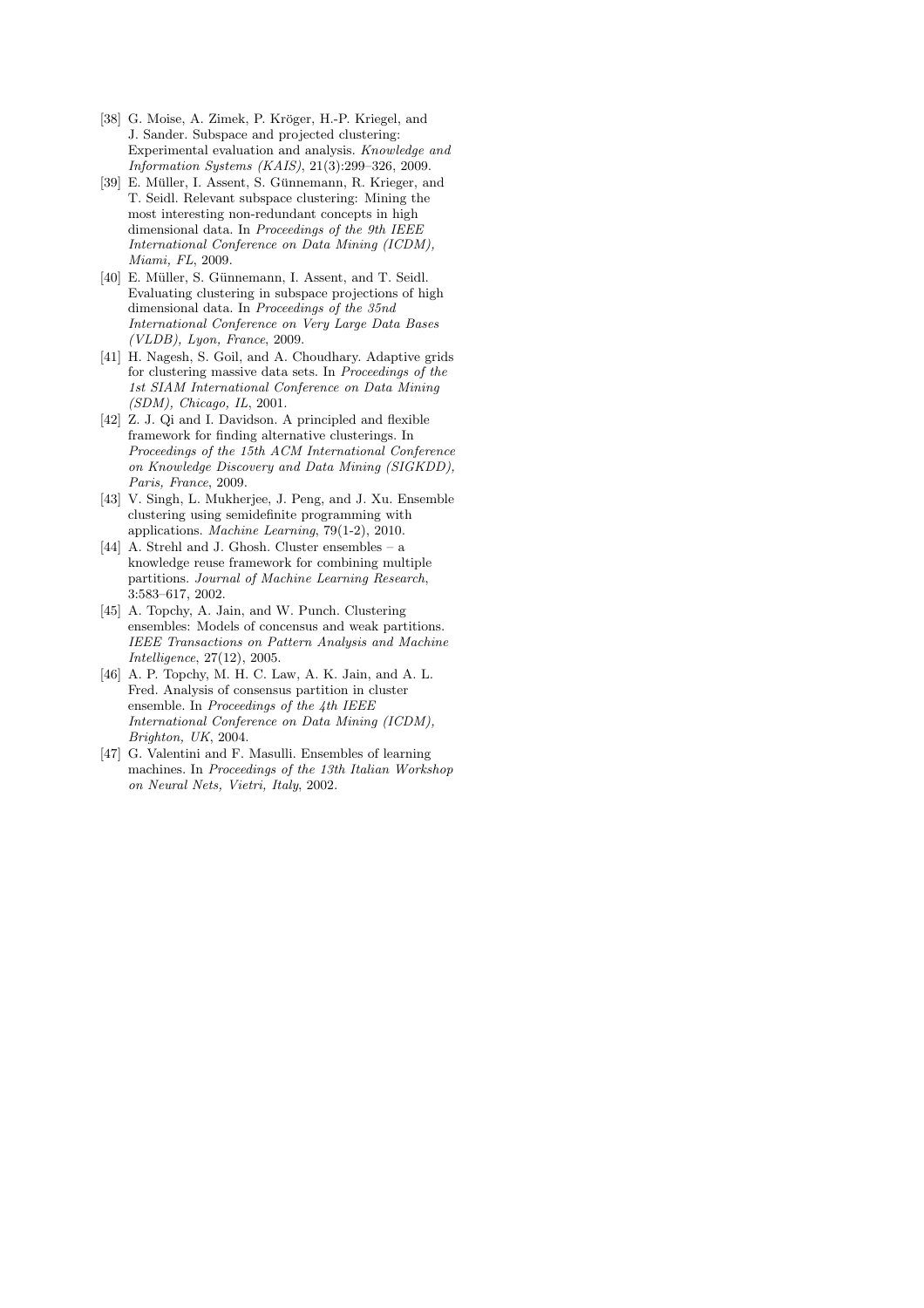- [38] G. Moise, A. Zimek, P. Kröger, H.-P. Kriegel, and J. Sander. Subspace and projected clustering: Experimental evaluation and analysis. *Knowledge and Information Systems (KAIS)*, 21(3):299–326, 2009.
- [39] E. Müller, I. Assent, S. Günnemann, R. Krieger, and T. Seidl. Relevant subspace clustering: Mining the most interesting non-redundant concepts in high dimensional data. In *Proceedings of the 9th IEEE International Conference on Data Mining (ICDM), Miami, FL*, 2009.
- [40] E. Müller, S. Günnemann, I. Assent, and T. Seidl. Evaluating clustering in subspace projections of high dimensional data. In *Proceedings of the 35nd International Conference on Very Large Data Bases (VLDB), Lyon, France*, 2009.
- [41] H. Nagesh, S. Goil, and A. Choudhary. Adaptive grids for clustering massive data sets. In *Proceedings of the 1st SIAM International Conference on Data Mining (SDM), Chicago, IL*, 2001.
- [42] Z. J. Qi and I. Davidson. A principled and flexible framework for finding alternative clusterings. In *Proceedings of the 15th ACM International Conference on Knowledge Discovery and Data Mining (SIGKDD), Paris, France*, 2009.
- [43] V. Singh, L. Mukherjee, J. Peng, and J. Xu. Ensemble clustering using semidefinite programming with applications. *Machine Learning*, 79(1-2), 2010.
- [44] A. Strehl and J. Ghosh. Cluster ensembles – a knowledge reuse framework for combining multiple partitions. *Journal of Machine Learning Research*, 3:583–617, 2002.
- [45] A. Topchy, A. Jain, and W. Punch. Clustering ensembles: Models of concensus and weak partitions. *IEEE Transactions on Pattern Analysis and Machine Intelligence*, 27(12), 2005.
- [46] A. P. Topchy, M. H. C. Law, A. K. Jain, and A. L. Fred. Analysis of consensus partition in cluster ensemble. In *Proceedings of the 4th IEEE International Conference on Data Mining (ICDM), Brighton, UK*, 2004.
- [47] G. Valentini and F. Masulli. Ensembles of learning machines. In *Proceedings of the 13th Italian Workshop on Neural Nets, Vietri, Italy*, 2002.